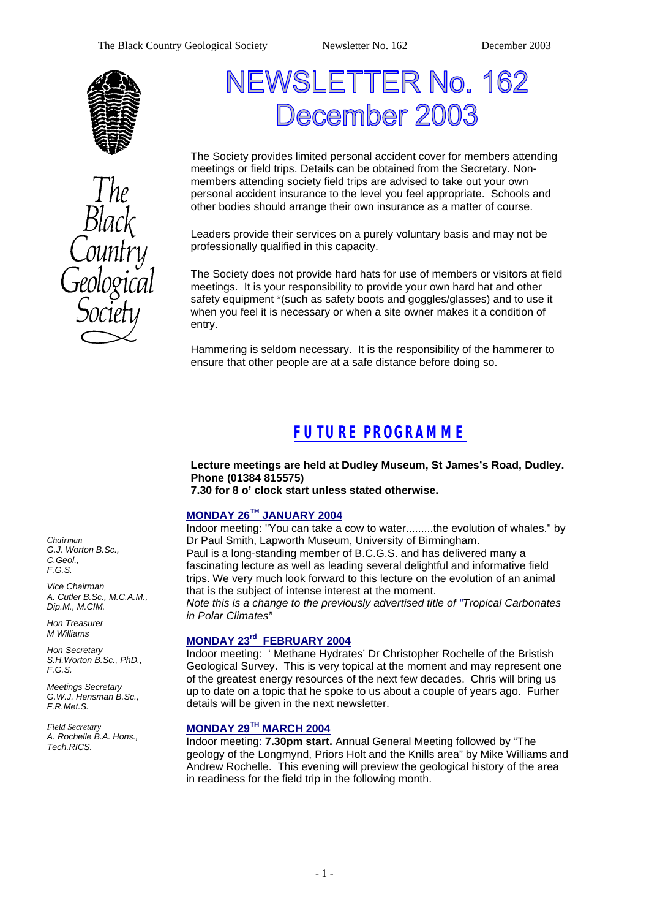# NEWSLETTER No. 162 December 2003

The Society provides limited personal accident cover for members attending meetings or field trips. Details can be obtained from the Secretary. Non-members attending society field trips are advised to take out your own personal accident insurance to the level you feel appropriate. Schools and other bodies should arrange their own insurance as a matter of course.

Leaders provide their services on a purely voluntary basis and may not be professionally qualified in this capacity.

The Society does not provide hard hats for use of members or visitors at field meetings. It is your responsibility to provide your own hard hat and other safety equipment *(such as safety boots and goggles/glasses) and to use it when you feel it is necessary or when a site owner makes it a condition of entry.

Hammering is seldom necessary. It is the responsibility of the hammerer to ensure that other people are at a safe distance before doing so.

---

*Chairman*
*G.J. Worton B.Sc., C.Geol., F.G.S.*

*Vice Chairman*
*A. Cutler B.Sc., M.C.A.M., Dip.M., M.CIM.*

*Hon Treasurer*
*M Williams*

*Hon Secretary*
*S.H.Worton B.Sc., PhD., F.G.S.*

*Meetings Secretary*
*G.W.J. Hensman B.Sc., F.R.Met.S.*

*Field Secretary*
*A. Rochelle B.A. Hons., Tech.RICS.*

## FUTURE PROGRAMME

**Lecture meetings are held at Dudley Museum, St James's Road, Dudley. Phone (01384 815575)**
**7.30 for 8 o' clock start unless stated otherwise.**

### MONDAY 26TH JANUARY 2004

Indoor meeting: "You can take a cow to water.........the evolution of whales." by Dr Paul Smith, Lapworth Museum, University of Birmingham.
Paul is a long-standing member of B.C.G.S. and has delivered many a fascinating lecture as well as leading several delightful and informative field trips. We very much look forward to this lecture on the evolution of an animal that is the subject of intense interest at the moment.
*Note this is a change to the previously advertised title of "Tropical Carbonates in Polar Climates"*

### MONDAY 23rd FEBRUARY 2004

Indoor meeting: ' Methane Hydrates' Dr Christopher Rochelle of the Bristish Geological Survey. This is very topical at the moment and may represent one of the greatest energy resources of the next few decades. Chris will bring us up to date on a topic that he spoke to us about a couple of years ago. Furher details will be given in the next newsletter.

### MONDAY 29TH MARCH 2004

Indoor meeting: **7.30pm start.** Annual General Meeting followed by "The geology of the Longmynd, Priors Holt and the Knills area" by Mike Williams and Andrew Rochelle. This evening will preview the geological history of the area in readiness for the field trip in the following month.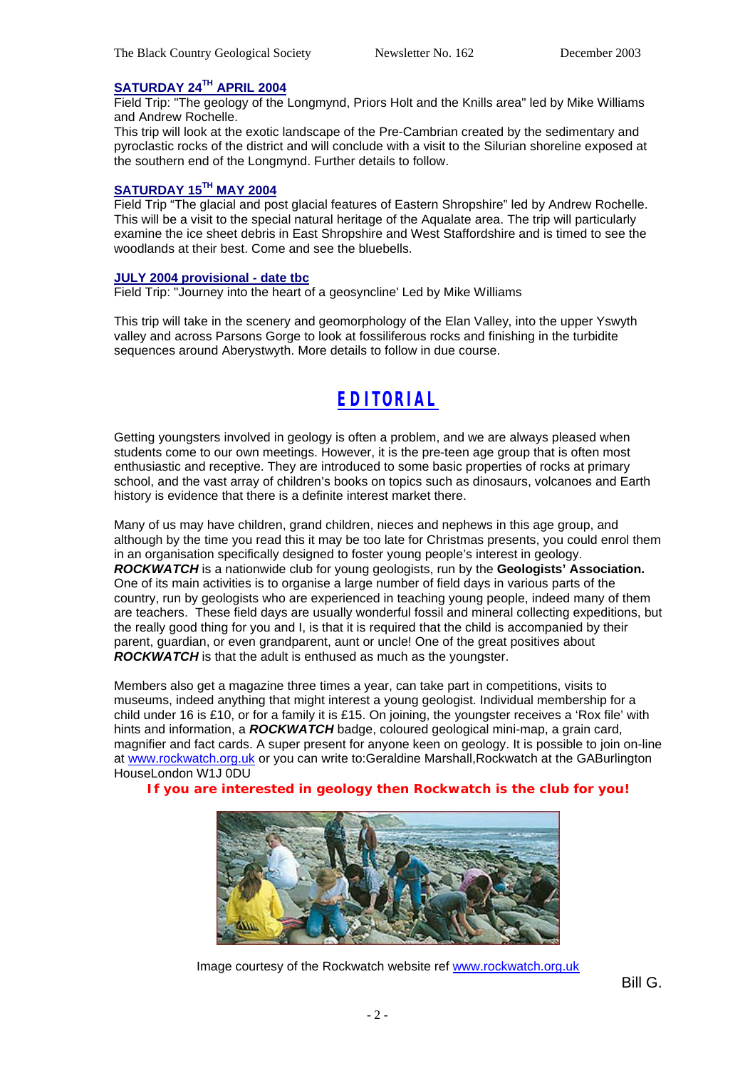### SATURDAY 24TH APRIL 2004

Field Trip: "The geology of the Longmynd, Priors Holt and the Knills area" led by Mike Williams and Andrew Rochelle.
This trip will look at the exotic landscape of the Pre-Cambrian created by the sedimentary and pyroclastic rocks of the district and will conclude with a visit to the Silurian shoreline exposed at the southern end of the Longmynd. Further details to follow.

### SATURDAY 15TH MAY 2004

Field Trip "The glacial and post glacial features of Eastern Shropshire" led by Andrew Rochelle. This will be a visit to the special natural heritage of the Aqualate area. The trip will particularly examine the ice sheet debris in East Shropshire and West Staffordshire and is timed to see the woodlands at their best. Come and see the bluebells.

### JULY 2004 provisional - date tbc

Field Trip: "Journey into the heart of a geosyncline' Led by Mike Williams

This trip will take in the scenery and geomorphology of the Elan Valley, into the upper Yswyth valley and across Parsons Gorge to look at fossiliferous rocks and finishing in the turbidite sequences around Aberystwyth. More details to follow in due course.

## EDITORIAL

Getting youngsters involved in geology is often a problem, and we are always pleased when students come to our own meetings. However, it is the pre-teen age group that is often most enthusiastic and receptive. They are introduced to some basic properties of rocks at primary school, and the vast array of children's books on topics such as dinosaurs, volcanoes and Earth history is evidence that there is a definite interest market there.

Many of us may have children, grand children, nieces and nephews in this age group, and although by the time you read this it may be too late for Christmas presents, you could enrol them in an organisation specifically designed to foster young people's interest in geology. ***ROCKWATCH*** is a nationwide club for young geologists, run by the **Geologists' Association.** One of its main activities is to organise a large number of field days in various parts of the country, run by geologists who are experienced in teaching young people, indeed many of them are teachers. These field days are usually wonderful fossil and mineral collecting expeditions, but the really good thing for you and I, is that it is required that the child is accompanied by their parent, guardian, or even grandparent, aunt or uncle! One of the great positives about ***ROCKWATCH*** is that the adult is enthused as much as the youngster.

Members also get a magazine three times a year, can take part in competitions, visits to museums, indeed anything that might interest a young geologist. Individual membership for a child under 16 is £10, or for a family it is £15. On joining, the youngster receives a 'Rox file' with hints and information, a ***ROCKWATCH*** badge, coloured geological mini-map, a grain card, magnifier and fact cards. A super present for anyone keen on geology. It is possible to join on-line at www.rockwatch.org.uk or you can write to:Geraldine Marshall,Rockwatch at the GABurlington HouseLondon W1J 0DU

**If you are interested in geology then Rockwatch is the club for you!**

Image courtesy of the Rockwatch website ref www.rockwatch.org.uk

Bill G.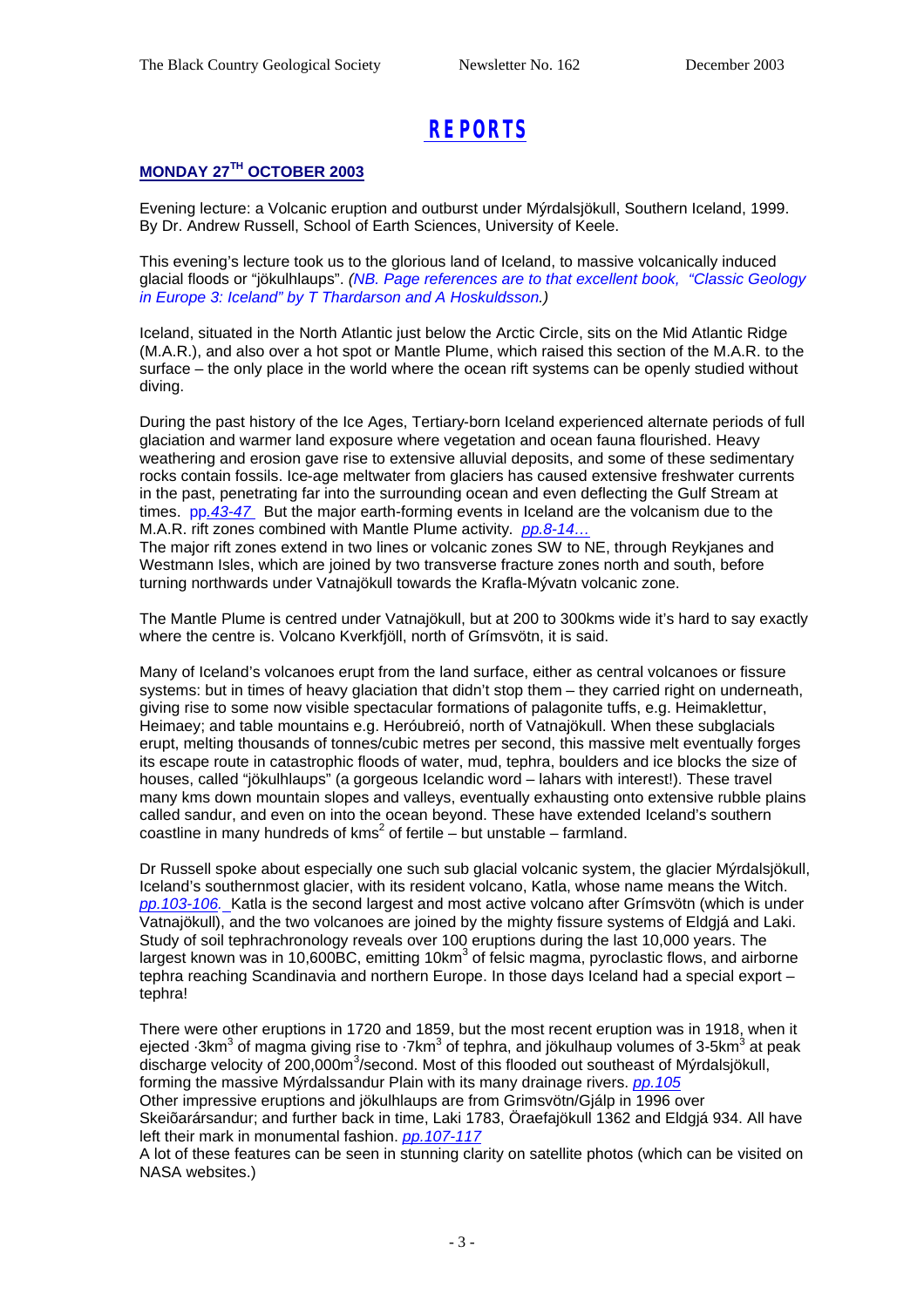# REPORTS

## MONDAY 27TH OCTOBER 2003

Evening lecture: a Volcanic eruption and outburst under Mýrdalsjökull, Southern Iceland, 1999. By Dr. Andrew Russell, School of Earth Sciences, University of Keele.

This evening's lecture took us to the glorious land of Iceland, to massive volcanically induced glacial floods or "jökulhlaups". *(NB. Page references are to that excellent book, "Classic Geology in Europe 3: Iceland" by T Thardarson and A Hoskuldsson.)*

Iceland, situated in the North Atlantic just below the Arctic Circle, sits on the Mid Atlantic Ridge (M.A.R.), and also over a hot spot or Mantle Plume, which raised this section of the M.A.R. to the surface – the only place in the world where the ocean rift systems can be openly studied without diving.

During the past history of the Ice Ages, Tertiary-born Iceland experienced alternate periods of full glaciation and warmer land exposure where vegetation and ocean fauna flourished. Heavy weathering and erosion gave rise to extensive alluvial deposits, and some of these sedimentary rocks contain fossils. Ice-age meltwater from glaciers has caused extensive freshwater currents in the past, penetrating far into the surrounding ocean and even deflecting the Gulf Stream at times. *pp.43-47* But the major earth-forming events in Iceland are the volcanism due to the M.A.R. rift zones combined with Mantle Plume activity. *pp.8-14…*
The major rift zones extend in two lines or volcanic zones SW to NE, through Reykjanes and Westmann Isles, which are joined by two transverse fracture zones north and south, before turning northwards under Vatnajökull towards the Krafla-Mývatn volcanic zone.

The Mantle Plume is centred under Vatnajökull, but at 200 to 300kms wide it's hard to say exactly where the centre is. Volcano Kverkfjöll, north of Grímsvötn, it is said.

Many of Iceland's volcanoes erupt from the land surface, either as central volcanoes or fissure systems: but in times of heavy glaciation that didn't stop them – they carried right on underneath, giving rise to some now visible spectacular formations of palagonite tuffs, e.g. Heimaklettur, Heimaey; and table mountains e.g. Heróubreió, north of Vatnajökull. When these subglacials erupt, melting thousands of tonnes/cubic metres per second, this massive melt eventually forges its escape route in catastrophic floods of water, mud, tephra, boulders and ice blocks the size of houses, called "jökulhlaups" (a gorgeous Icelandic word – lahars with interest!). These travel many kms down mountain slopes and valleys, eventually exhausting onto extensive rubble plains called sandur, and even on into the ocean beyond. These have extended Iceland's southern coastline in many hundreds of kms$^2$ of fertile – but unstable – farmland.

Dr Russell spoke about especially one such sub glacial volcanic system, the glacier Mýrdalsjökull, Iceland's southernmost glacier, with its resident volcano, Katla, whose name means the Witch. *pp.103-106.* Katla is the second largest and most active volcano after Grímsvötn (which is under Vatnajökull), and the two volcanoes are joined by the mighty fissure systems of Eldgjá and Laki. Study of soil tephrachronology reveals over 100 eruptions during the last 10,000 years. The largest known was in 10,600BC, emitting 10km$^3$ of felsic magma, pyroclastic flows, and airborne tephra reaching Scandinavia and northern Europe. In those days Iceland had a special export – tephra!

There were other eruptions in 1720 and 1859, but the most recent eruption was in 1918, when it ejected ·3km$^3$ of magma giving rise to ·7km$^3$ of tephra, and jökulhaup volumes of 3-5km$^3$ at peak discharge velocity of 200,000m$^3$/second. Most of this flooded out southeast of Mýrdalsjökull, forming the massive Mýrdalssandur Plain with its many drainage rivers. *pp.105*
Other impressive eruptions and jökulhlaups are from Grimsvötn/Gjálp in 1996 over Skeiõarársandur; and further back in time, Laki 1783, Öraefajökull 1362 and Eldgjá 934. All have left their mark in monumental fashion. *pp.107-117*
A lot of these features can be seen in stunning clarity on satellite photos (which can be visited on NASA websites.)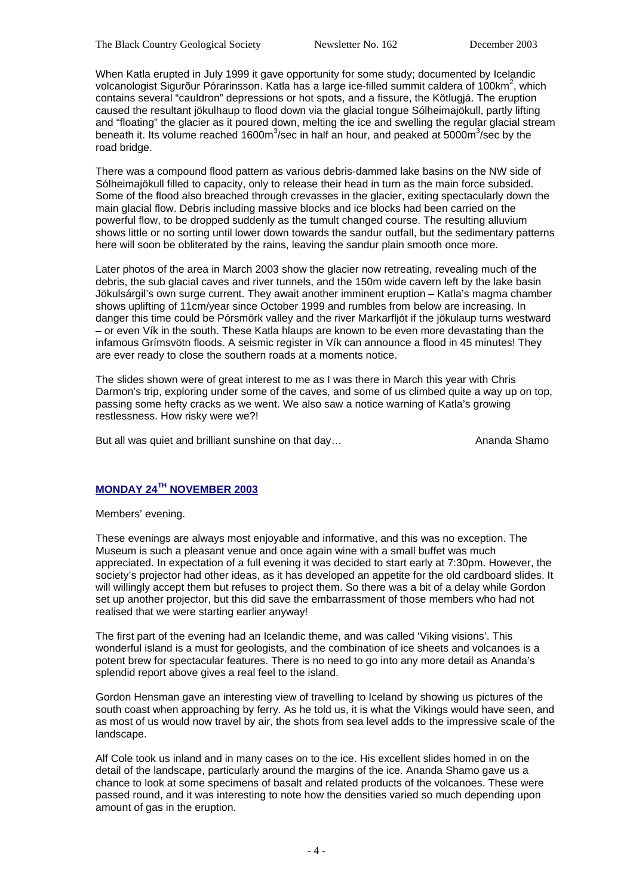When Katla erupted in July 1999 it gave opportunity for some study; documented by Icelandic volcanologist Sigurõur Pórarinsson. Katla has a large ice-filled summit caldera of 100km$^2$, which contains several "cauldron" depressions or hot spots, and a fissure, the Kötlugjá. The eruption caused the resultant jökulhaup to flood down via the glacial tongue Sólheimajökull, partly lifting and "floating" the glacier as it poured down, melting the ice and swelling the regular glacial stream beneath it. Its volume reached 1600m$^3$/sec in half an hour, and peaked at 5000m$^3$/sec by the road bridge.

There was a compound flood pattern as various debris-dammed lake basins on the NW side of Sólheimajökull filled to capacity, only to release their head in turn as the main force subsided. Some of the flood also breached through crevasses in the glacier, exiting spectacularly down the main glacial flow. Debris including massive blocks and ice blocks had been carried on the powerful flow, to be dropped suddenly as the tumult changed course. The resulting alluvium shows little or no sorting until lower down towards the sandur outfall, but the sedimentary patterns here will soon be obliterated by the rains, leaving the sandur plain smooth once more.

Later photos of the area in March 2003 show the glacier now retreating, revealing much of the debris, the sub glacial caves and river tunnels, and the 150m wide cavern left by the lake basin Jökulsárgil's own surge current. They await another imminent eruption – Katla's magma chamber shows uplifting of 11cm/year since October 1999 and rumbles from below are increasing. In danger this time could be Pórsmörk valley and the river Markarfljót if the jökulaup turns westward – or even Vík in the south. These Katla hlaups are known to be even more devastating than the infamous Grímsvötn floods. A seismic register in Vík can announce a flood in 45 minutes! They are ever ready to close the southern roads at a moments notice.

The slides shown were of great interest to me as I was there in March this year with Chris Darmon's trip, exploring under some of the caves, and some of us climbed quite a way up on top, passing some hefty cracks as we went. We also saw a notice warning of Katla's growing restlessness. How risky were we?!

But all was quiet and brilliant sunshine on that day…　　　　　　　　　　Ananda Shamo

## MONDAY 24TH NOVEMBER 2003

Members' evening.

These evenings are always most enjoyable and informative, and this was no exception. The Museum is such a pleasant venue and once again wine with a small buffet was much appreciated. In expectation of a full evening it was decided to start early at 7:30pm. However, the society's projector had other ideas, as it has developed an appetite for the old cardboard slides. It will willingly accept them but refuses to project them. So there was a bit of a delay while Gordon set up another projector, but this did save the embarrassment of those members who had not realised that we were starting earlier anyway!

The first part of the evening had an Icelandic theme, and was called 'Viking visions'. This wonderful island is a must for geologists, and the combination of ice sheets and volcanoes is a potent brew for spectacular features. There is no need to go into any more detail as Ananda's splendid report above gives a real feel to the island.

Gordon Hensman gave an interesting view of travelling to Iceland by showing us pictures of the south coast when approaching by ferry. As he told us, it is what the Vikings would have seen, and as most of us would now travel by air, the shots from sea level adds to the impressive scale of the landscape.

Alf Cole took us inland and in many cases on to the ice. His excellent slides homed in on the detail of the landscape, particularly around the margins of the ice. Ananda Shamo gave us a chance to look at some specimens of basalt and related products of the volcanoes. These were passed round, and it was interesting to note how the densities varied so much depending upon amount of gas in the eruption.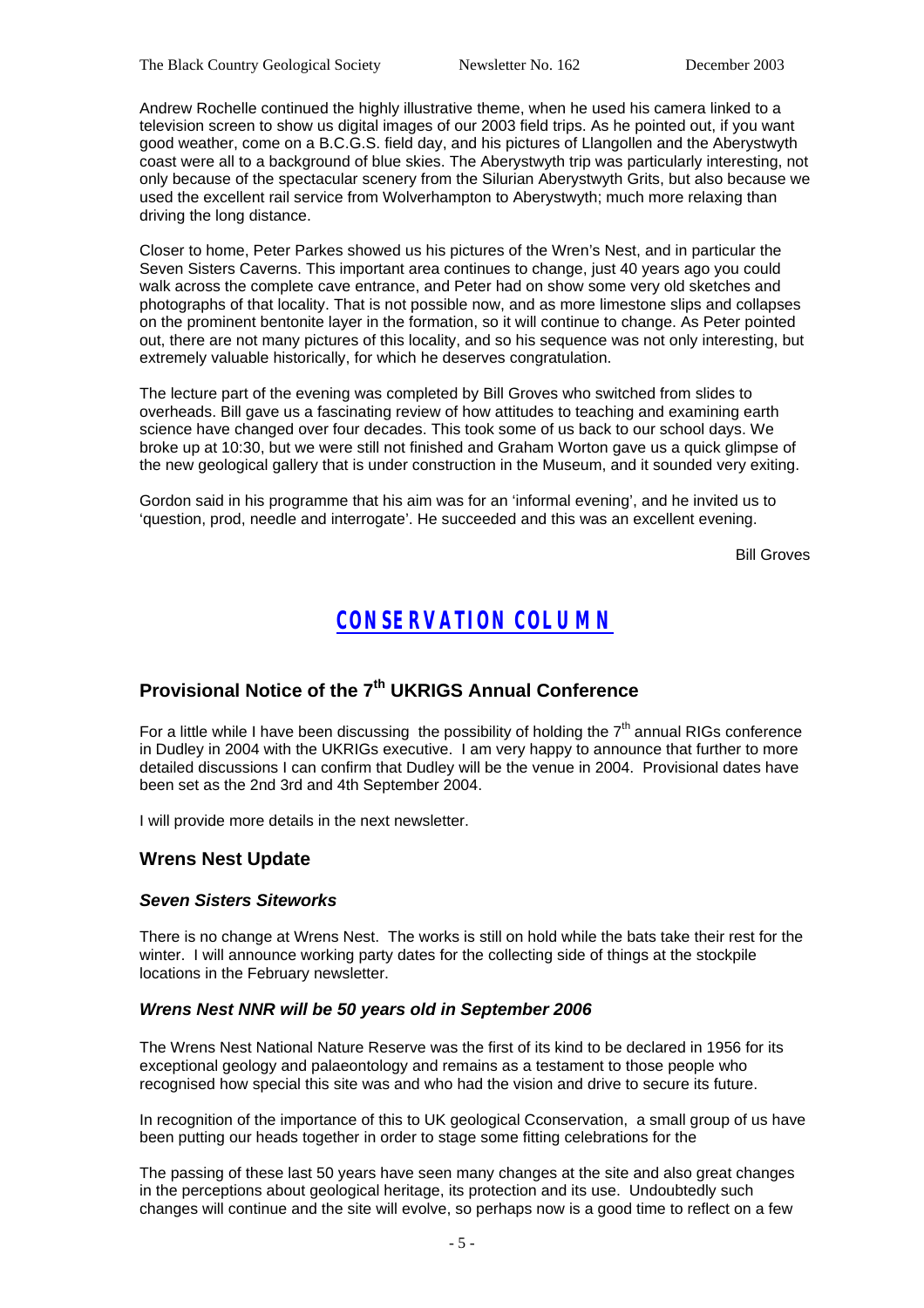Andrew Rochelle continued the highly illustrative theme, when he used his camera linked to a television screen to show us digital images of our 2003 field trips. As he pointed out, if you want good weather, come on a B.C.G.S. field day, and his pictures of Llangollen and the Aberystwyth coast were all to a background of blue skies. The Aberystwyth trip was particularly interesting, not only because of the spectacular scenery from the Silurian Aberystwyth Grits, but also because we used the excellent rail service from Wolverhampton to Aberystwyth; much more relaxing than driving the long distance.

Closer to home, Peter Parkes showed us his pictures of the Wren's Nest, and in particular the Seven Sisters Caverns. This important area continues to change, just 40 years ago you could walk across the complete cave entrance, and Peter had on show some very old sketches and photographs of that locality. That is not possible now, and as more limestone slips and collapses on the prominent bentonite layer in the formation, so it will continue to change. As Peter pointed out, there are not many pictures of this locality, and so his sequence was not only interesting, but extremely valuable historically, for which he deserves congratulation.

The lecture part of the evening was completed by Bill Groves who switched from slides to overheads. Bill gave us a fascinating review of how attitudes to teaching and examining earth science have changed over four decades. This took some of us back to our school days. We broke up at 10:30, but we were still not finished and Graham Worton gave us a quick glimpse of the new geological gallery that is under construction in the Museum, and it sounded very exiting.

Gordon said in his programme that his aim was for an 'informal evening', and he invited us to 'question, prod, needle and interrogate'. He succeeded and this was an excellent evening.

Bill Groves

# CONSERVATION COLUMN

## Provisional Notice of the 7th UKRIGS Annual Conference

For a little while I have been discussing the possibility of holding the 7th annual RIGs conference in Dudley in 2004 with the UKRIGs executive. I am very happy to announce that further to more detailed discussions I can confirm that Dudley will be the venue in 2004. Provisional dates have been set as the 2nd 3rd and 4th September 2004.

I will provide more details in the next newsletter.

## Wrens Nest Update

### *Seven Sisters Siteworks*

There is no change at Wrens Nest. The works is still on hold while the bats take their rest for the winter. I will announce working party dates for the collecting side of things at the stockpile locations in the February newsletter.

### *Wrens Nest NNR will be 50 years old in September 2006*

The Wrens Nest National Nature Reserve was the first of its kind to be declared in 1956 for its exceptional geology and palaeontology and remains as a testament to those people who recognised how special this site was and who had the vision and drive to secure its future.

In recognition of the importance of this to UK geological Cconservation, a small group of us have been putting our heads together in order to stage some fitting celebrations for the

The passing of these last 50 years have seen many changes at the site and also great changes in the perceptions about geological heritage, its protection and its use. Undoubtedly such changes will continue and the site will evolve, so perhaps now is a good time to reflect on a few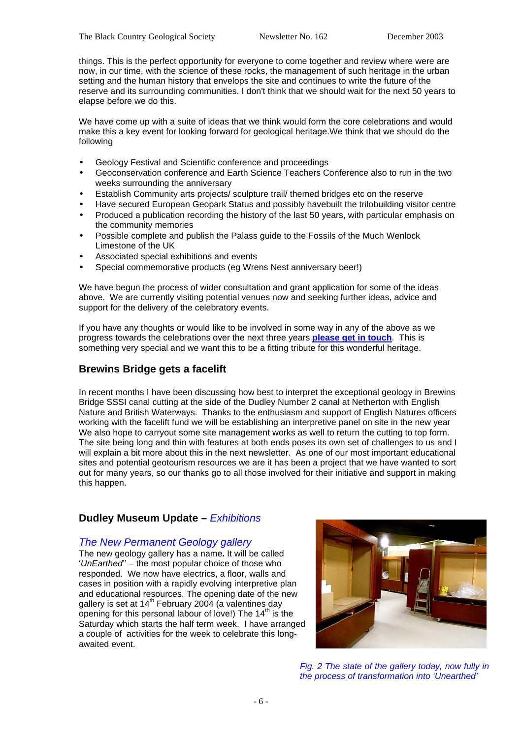things. This is the perfect opportunity for everyone to come together and review where were are now, in our time, with the science of these rocks, the management of such heritage in the urban setting and the human history that envelops the site and continues to write the future of the reserve and its surrounding communities. I don't think that we should wait for the next 50 years to elapse before we do this.

We have come up with a suite of ideas that we think would form the core celebrations and would make this a key event for looking forward for geological heritage.We think that we should do the following

- Geology Festival and Scientific conference and proceedings
- Geoconservation conference and Earth Science Teachers Conference also to run in the two weeks surrounding the anniversary
- Establish Community arts projects/ sculpture trail/ themed bridges etc on the reserve
- Have secured European Geopark Status and possibly havebuilt the trilobuilding visitor centre
- Produced a publication recording the history of the last 50 years, with particular emphasis on the community memories
- Possible complete and publish the Palass guide to the Fossils of the Much Wenlock Limestone of the UK
- Associated special exhibitions and events
- Special commemorative products (eg Wrens Nest anniversary beer!)

We have begun the process of wider consultation and grant application for some of the ideas above. We are currently visiting potential venues now and seeking further ideas, advice and support for the delivery of the celebratory events.

If you have any thoughts or would like to be involved in some way in any of the above as we progress towards the celebrations over the next three years **please get in touch**. This is something very special and we want this to be a fitting tribute for this wonderful heritage.

## Brewins Bridge gets a facelift

In recent months I have been discussing how best to interpret the exceptional geology in Brewins Bridge SSSI canal cutting at the side of the Dudley Number 2 canal at Netherton with English Nature and British Waterways. Thanks to the enthusiasm and support of English Natures officers working with the facelift fund we will be establishing an interpretive panel on site in the new year We also hope to carryout some site management works as well to return the cutting to top form. The site being long and thin with features at both ends poses its own set of challenges to us and I will explain a bit more about this in the next newsletter. As one of our most important educational sites and potential geotourism resources we are it has been a project that we have wanted to sort out for many years, so our thanks go to all those involved for their initiative and support in making this happen.

## Dudley Museum Update – *Exhibitions*

### *The New Permanent Geology gallery*

The new geology gallery has a name**.** It will be called '*UnEarthed*'' – the most popular choice of those who responded. We now have electrics, a floor, walls and cases in position with a rapidly evolving interpretive plan and educational resources. The opening date of the new gallery is set at 14th February 2004 (a valentines day opening for this personal labour of love!) The 14th is the Saturday which starts the half term week. I have arranged a couple of activities for the week to celebrate this long-awaited event.

*Fig. 2 The state of the gallery today, now fully in the process of transformation into 'Unearthed'*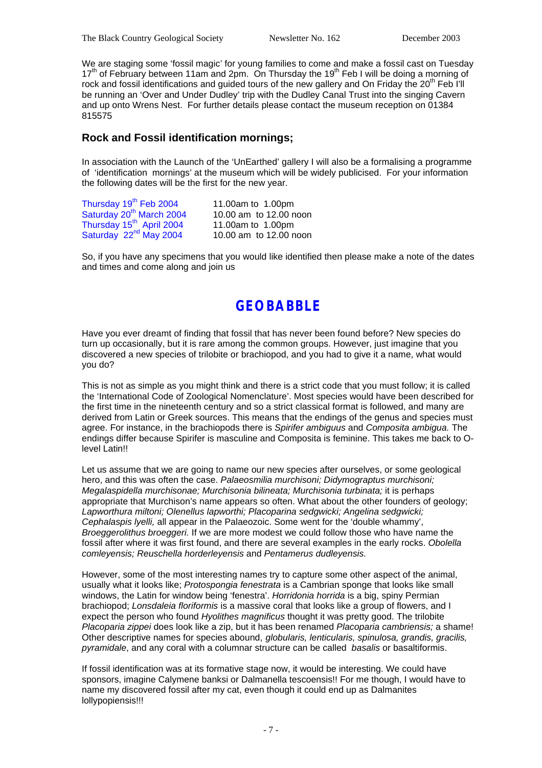We are staging some 'fossil magic' for young families to come and make a fossil cast on Tuesday 17th of February between 11am and 2pm. On Thursday the 19th Feb I will be doing a morning of rock and fossil identifications and guided tours of the new gallery and On Friday the 20th Feb I'll be running an 'Over and Under Dudley' trip with the Dudley Canal Trust into the singing Cavern and up onto Wrens Nest. For further details please contact the museum reception on 01384 815575

## Rock and Fossil identification mornings;

In association with the Launch of the 'UnEarthed' gallery I will also be a formalising a programme of 'identification mornings' at the museum which will be widely publicised. For your information the following dates will be the first for the new year.

| | |
|---|---|
| Thursday 19th Feb 2004 | 11.00am to 1.00pm |
| Saturday 20th March 2004 | 10.00 am to 12.00 noon |
| Thursday 15th April 2004 | 11.00am to 1.00pm |
| Saturday 22nd May 2004 | 10.00 am to 12.00 noon |

So, if you have any specimens that you would like identified then please make a note of the dates and times and come along and join us

## GEOBABBLE

Have you ever dreamt of finding that fossil that has never been found before? New species do turn up occasionally, but it is rare among the common groups. However, just imagine that you discovered a new species of trilobite or brachiopod, and you had to give it a name, what would you do?

This is not as simple as you might think and there is a strict code that you must follow; it is called the 'International Code of Zoological Nomenclature'. Most species would have been described for the first time in the nineteenth century and so a strict classical format is followed, and many are derived from Latin or Greek sources. This means that the endings of the genus and species must agree. For instance, in the brachiopods there is *Spirifer ambiguus* and *Composita ambigua.* The endings differ because Spirifer is masculine and Composita is feminine. This takes me back to O-level Latin!!

Let us assume that we are going to name our new species after ourselves, or some geological hero, and this was often the case. *Palaeosmilia murchisoni; Didymograptus murchisoni; Megalaspidella murchisonae; Murchisonia bilineata; Murchisonia turbinata;* it is perhaps appropriate that Murchison's name appears so often. What about the other founders of geology; *Lapworthura miltoni; Olenellus lapworthi; Placoparina sedgwicki; Angelina sedgwicki; Cephalaspis lyelli,* all appear in the Palaeozoic. Some went for the 'double whammy', *Broeggerolithus broeggeri.* If we are more modest we could follow those who have name the fossil after where it was first found, and there are several examples in the early rocks. *Obolella comleyensis; Reuschella horderleyensis* and *Pentamerus dudleyensis.*

However, some of the most interesting names try to capture some other aspect of the animal, usually what it looks like; *Protospongia fenestrata* is a Cambrian sponge that looks like small windows, the Latin for window being 'fenestra'. *Horridonia horrida* is a big, spiny Permian brachiopod; *Lonsdaleia floriformis* is a massive coral that looks like a group of flowers, and I expect the person who found *Hyolithes magnificus* thought it was pretty good. The trilobite *Placoparia zippei* does look like a zip, but it has been renamed *Placoparia cambriensis;* a shame! Other descriptive names for species abound, *globularis, lenticularis, spinulosa, grandis, gracilis, pyramidale*, and any coral with a columnar structure can be called *basalis* or basaltiformis.

If fossil identification was at its formative stage now, it would be interesting. We could have sponsors, imagine Calymene banksi or Dalmanella tescoensis!! For me though, I would have to name my discovered fossil after my cat, even though it could end up as Dalmanites lollypopiensis!!!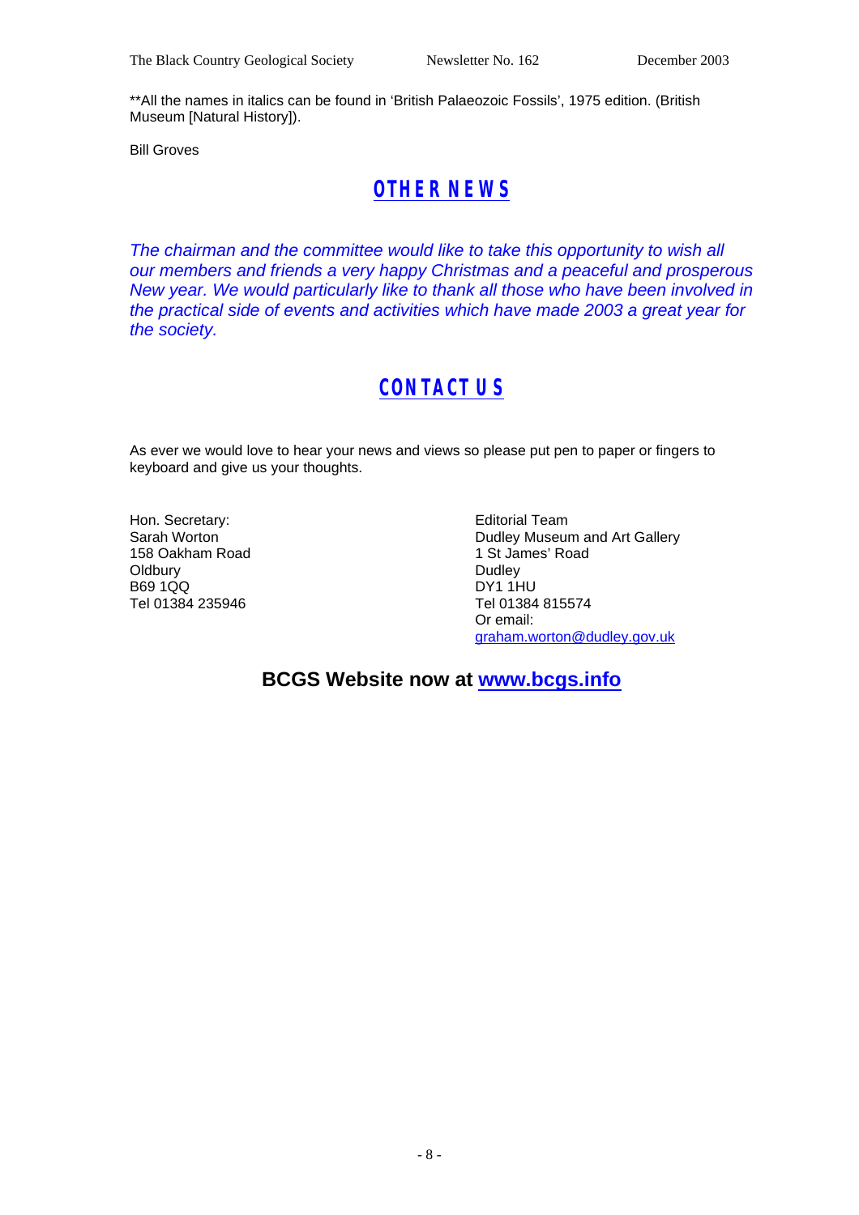**All the names in italics can be found in 'British Palaeozoic Fossils', 1975 edition. (British Museum [Natural History]).

Bill Groves

## OTHER NEWS

*The chairman and the committee would like to take this opportunity to wish all our members and friends a very happy Christmas and a peaceful and prosperous New year. We would particularly like to thank all those who have been involved in the practical side of events and activities which have made 2003 a great year for the society.*

## CONTACT US

As ever we would love to hear your news and views so please put pen to paper or fingers to keyboard and give us your thoughts.

Hon. Secretary:
Sarah Worton
158 Oakham Road
Oldbury
B69 1QQ
Tel 01384 235946

Editorial Team
Dudley Museum and Art Gallery
1 St James' Road
Dudley
DY1 1HU
Tel 01384 815574
Or email:
graham.worton@dudley.gov.uk

**BCGS Website now at www.bcgs.info**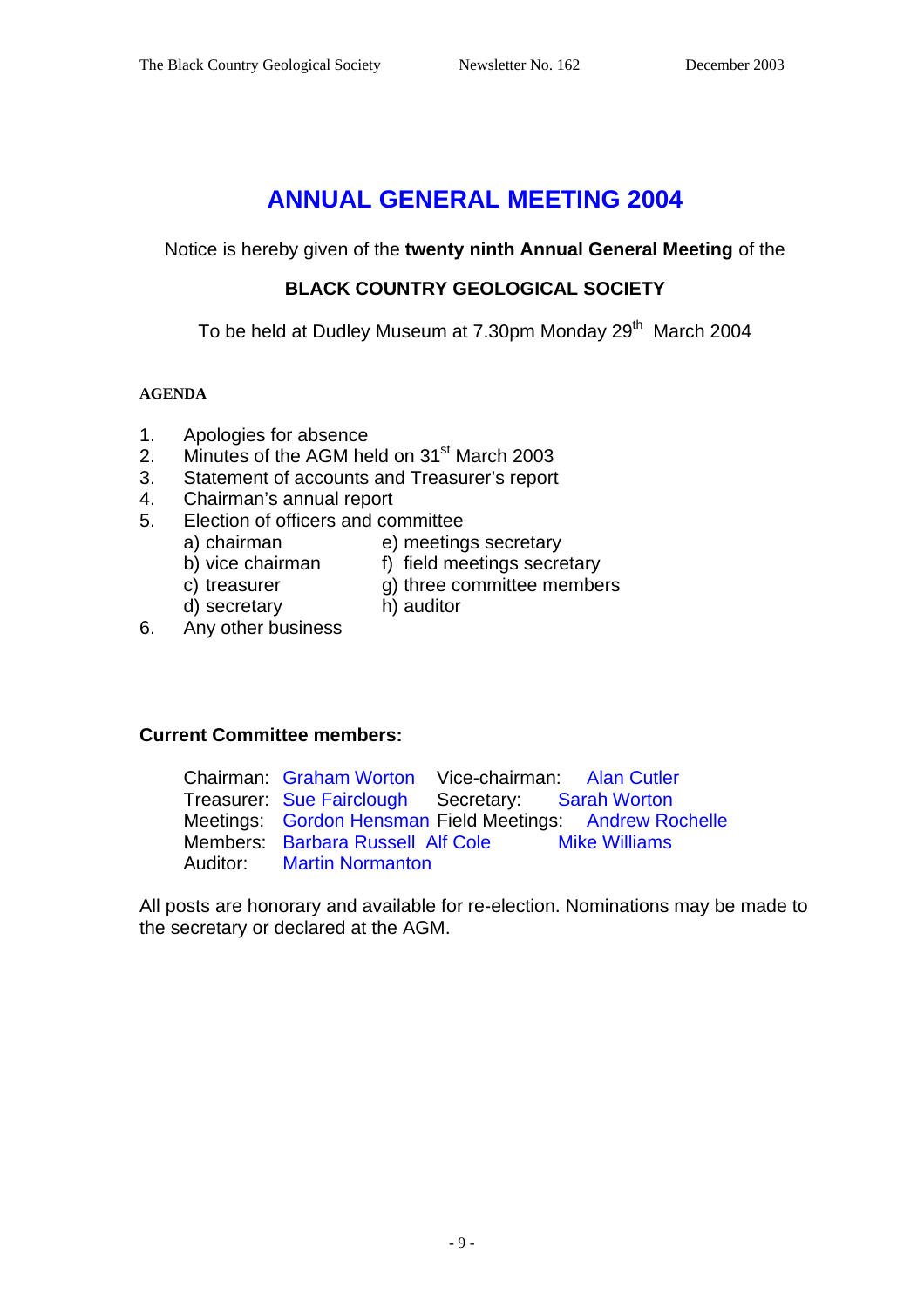# ANNUAL GENERAL MEETING 2004

Notice is hereby given of the **twenty ninth Annual General Meeting** of the

**BLACK COUNTRY GEOLOGICAL SOCIETY**

To be held at Dudley Museum at 7.30pm Monday 29th March 2004

**AGENDA**

1. Apologies for absence
2. Minutes of the AGM held on 31st March 2003
3. Statement of accounts and Treasurer's report
4. Chairman's annual report
5. Election of officers and committee
   - a) chairman
   - b) vice chairman
   - c) treasurer
   - d) secretary
   - e) meetings secretary
   - f) field meetings secretary
   - g) three committee members
   - h) auditor
6. Any other business

**Current Committee members:**

Chairman: Graham Worton
Vice-chairman: Alan Cutler
Treasurer: Sue Fairclough
Secretary: Sarah Worton
Meetings: Gordon Hensman
Field Meetings: Andrew Rochelle
Members: Barbara Russell, Alf Cole, Mike Williams
Auditor: Martin Normanton

All posts are honorary and available for re-election. Nominations may be made to the secretary or declared at the AGM.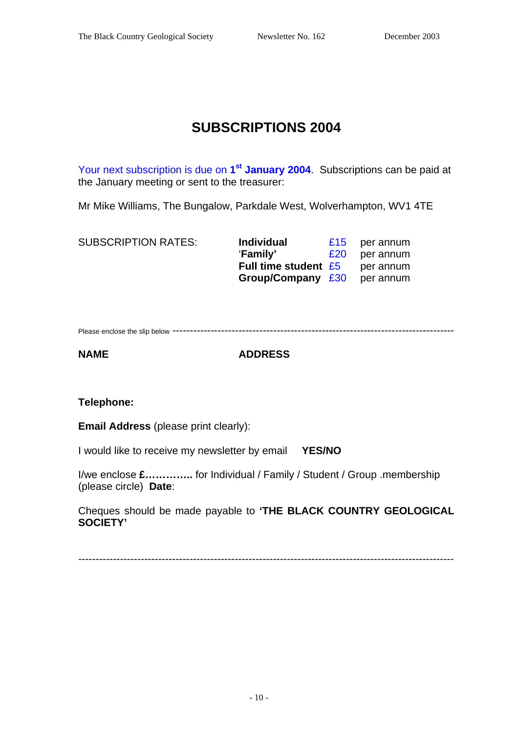# SUBSCRIPTIONS 2004

Your next subscription is due on **1st January 2004**. Subscriptions can be paid at the January meeting or sent to the treasurer:

Mr Mike Williams, The Bungalow, Parkdale West, Wolverhampton, WV1 4TE

| SUBSCRIPTION RATES: | | | |
|---|---|---|---|
| | **Individual** | £15 | per annum |
| | '**Family'** | £20 | per annum |
| | **Full time student** | £5 | per annum |
| | **Group/Company** | £30 | per annum |

Please enclose the slip below ---------------------------------------------------------------------------------

**NAME** **ADDRESS**

**Telephone:**

**Email Address** (please print clearly):

I would like to receive my newsletter by email **YES/NO**

I/we enclose **£…………..** for Individual / Family / Student / Group .membership (please circle) **Date**:

Cheques should be made payable to **'THE BLACK COUNTRY GEOLOGICAL SOCIETY'**

-----------------------------------------------------------------------------------------------------------